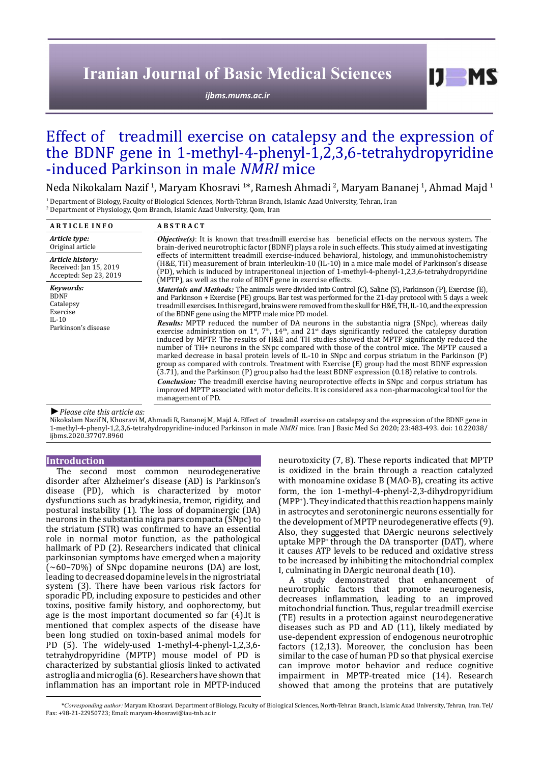# Effect of treadmill exercise on catalepsy and the expression of the BDNF gene in 1-methyl-4-phenyl-1,2,3,6-tetrahydropyridine -induced Parkinson in male *NMRI* mice

Neda Nikokalam Nazif [1], Maryam Khosravi [1]*, Ramesh Ahmadi [2], Maryam Bananej [1], Ahmad Majd [1]

[1] Department of Biology, Faculty of Biological Sciences, North-Tehran Branch, Islamic Azad University, Tehran, Iran
[2] Department of Physiology, Qom Branch, Islamic Azad University, Qom, Iran

**ARTICLE INFO**

***Article type:***
Original article

***Article history:***
Received: Jan 15, 2019
Accepted: Sep 23, 2019

***Keywords:***
BDNF
Catalepsy
Exercise
IL-10
Parkinson's disease

**ABSTRACT**

***Objective(s)***: It is known that treadmill exercise has beneficial effects on the nervous system. The brain-derived neurotrophic factor (BDNF) plays a role in such effects. This study aimed at investigating effects of intermittent treadmill exercise-induced behavioral, histology, and immunohistochemistry (H&E, TH) measurement of brain interleukin-10 (IL-10) in a mice male model of Parkinson's disease (PD), which is induced by intraperitoneal injection of 1-methyl-4-phenyl-1,2,3,6-tetrahydropyridine (MPTP), as well as the role of BDNF gene in exercise effects.

***Materials and Methods:*** The animals were divided into Control (C), Saline (S), Parkinson (P), Exercise (E), and Parkinson + Exercise (PE) groups. Bar test was performed for the 21-day protocol with 5 days a week treadmill exercises. In this regard, brains were removed from the skull for H&E, TH, IL-10, and the expression of the BDNF gene using the MPTP male mice PD model.

***Results:*** MPTP reduced the number of DA neurons in the substantia nigra (SNpc), whereas daily exercise administration on 1st, 7th, 14th, and 21st days significantly reduced the catalepsy duration induced by MPTP. The results of H&E and TH studies showed that MPTP significantly reduced the number of TH+ neurons in the SNpc compared with those of the control mice. The MPTP caused a marked decrease in basal protein levels of IL-10 in SNpc and corpus striatum in the Parkinson (P) group as compared with controls. Treatment with Exercise (E) group had the most BDNF expression (3.71), and the Parkinson (P) group also had the least BDNF expression (0.18) relative to controls.

***Conclusion:*** The treadmill exercise having neuroprotective effects in SNpc and corpus striatum has improved MPTP associated with motor deficits. It is considered as a non-pharmacological tool for the management of PD.

► *Please cite this article as:*

Nikokalam Nazif N, Khosravi M, Ahmadi R, Bananej M, Majd A. Effect of treadmill exercise on catalepsy and the expression of the BDNF gene in 1-methyl-4-phenyl-1,2,3,6-tetrahydropyridine-induced Parkinson in male *NMRI* mice. Iran J Basic Med Sci 2020; 23:483-493. doi: 10.22038/ijbms.2020.37707.8960

## Introduction

The second most common neurodegenerative disorder after Alzheimer's disease (AD) is Parkinson's disease (PD), which is characterized by motor dysfunctions such as bradykinesia, tremor, rigidity, and postural instability (1). The loss of dopaminergic (DA) neurons in the substantia nigra pars compacta (SNpc) to the striatum (STR) was confirmed to have an essential role in normal motor function, as the pathological hallmark of PD (2). Researchers indicated that clinical parkinsonian symptoms have emerged when a majority (~60–70%) of SNpc dopamine neurons (DA) are lost, leading to decreased dopamine levels in the nigrostriatal system (3). There have been various risk factors for sporadic PD, including exposure to pesticides and other toxins, positive family history, and oophorectomy, but age is the most important documented so far (4).It is mentioned that complex aspects of the disease have been long studied on toxin-based animal models for PD (5). The widely-used 1-methyl-4-phenyl-1,2,3,6-tetrahydropyridine (MPTP) mouse model of PD is characterized by substantial gliosis linked to activated astroglia and microglia (6). Researchers have shown that inflammation has an important role in MPTP-induced neurotoxicity (7, 8). These reports indicated that MPTP is oxidized in the brain through a reaction catalyzed with monoamine oxidase B (MAO-B), creating its active form, the ion 1-methyl-4-phenyl-2,3-dihydropyridium ($MPP^+$). They indicated that this reaction happens mainly in astrocytes and serotoninergic neurons essentially for the development of MPTP neurodegenerative effects (9). Also, they suggested that DAergic neurons selectively uptake $MPP^+$ through the DA transporter (DAT), where it causes ATP levels to be reduced and oxidative stress to be increased by inhibiting the mitochondrial complex I, culminating in DAergic neuronal death (10).

A study demonstrated that enhancement of neurotrophic factors that promote neurogenesis, decreases inflammation, leading to an improved mitochondrial function. Thus, regular treadmill exercise (TE) results in a protection against neurodegenerative diseases such as PD and AD (11), likely mediated by use-dependent expression of endogenous neurotrophic factors (12,13). Moreover, the conclusion has been similar to the case of human PD so that physical exercise can improve motor behavior and reduce cognitive impairment in MPTP-treated mice (14). Research showed that among the proteins that are putatively

*\*Corresponding author:* Maryam Khosravi. Department of Biology, Faculty of Biological Sciences, North-Tehran Branch, Islamic Azad University, Tehran, Iran. Tel/Fax: +98-21-22950723; Email: maryam-khosravi@iau-tnb.ac.ir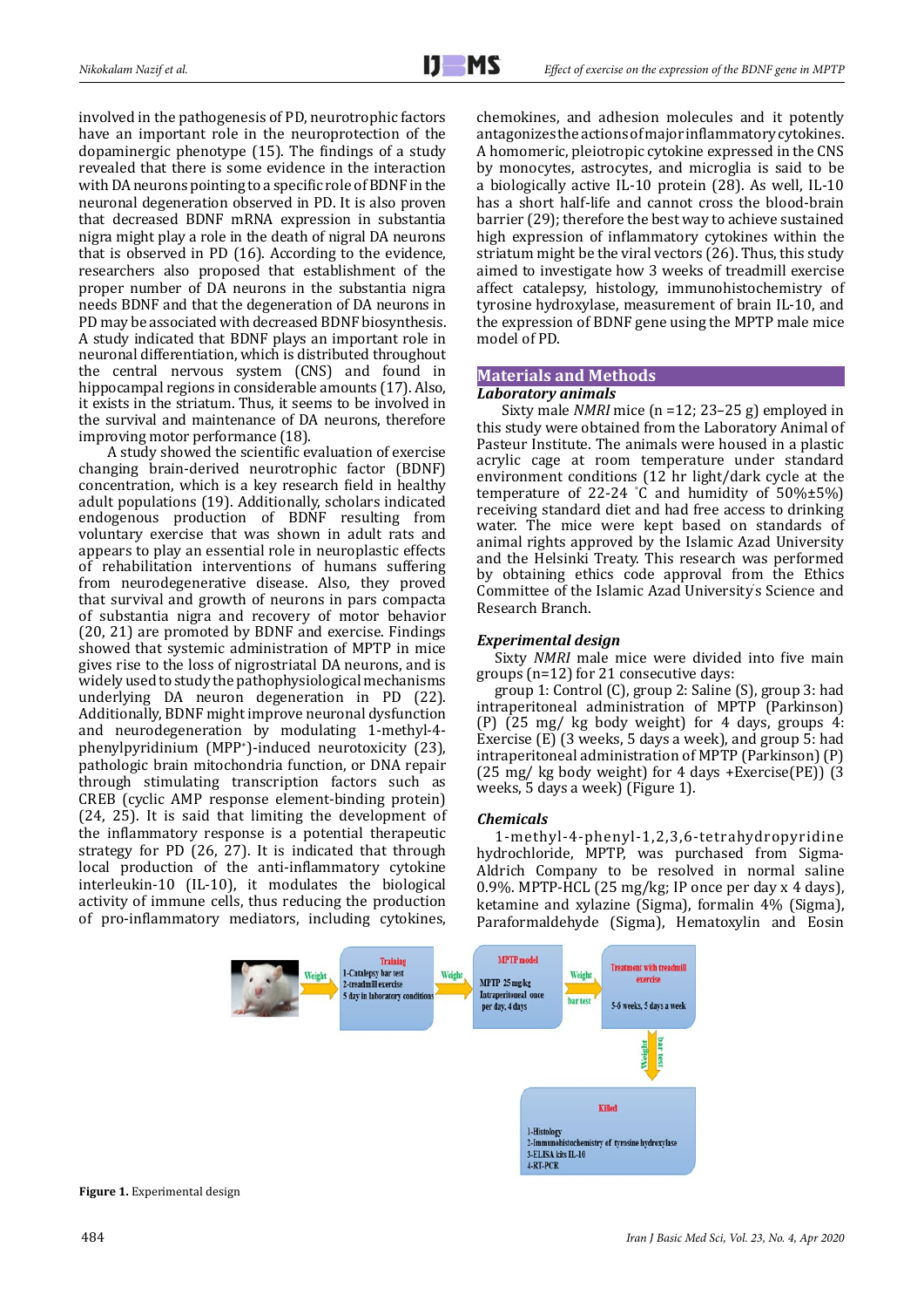involved in the pathogenesis of PD, neurotrophic factors have an important role in the neuroprotection of the dopaminergic phenotype (15). The findings of a study revealed that there is some evidence in the interaction with DA neurons pointing to a specific role of BDNF in the neuronal degeneration observed in PD. It is also proven that decreased BDNF mRNA expression in substantia nigra might play a role in the death of nigral DA neurons that is observed in PD (16). According to the evidence, researchers also proposed that establishment of the proper number of DA neurons in the substantia nigra needs BDNF and that the degeneration of DA neurons in PD may be associated with decreased BDNF biosynthesis. A study indicated that BDNF plays an important role in neuronal differentiation, which is distributed throughout the central nervous system (CNS) and found in hippocampal regions in considerable amounts (17). Also, it exists in the striatum. Thus, it seems to be involved in the survival and maintenance of DA neurons, therefore improving motor performance (18).

A study showed the scientific evaluation of exercise changing brain-derived neurotropic factor (BDNF) concentration, which is a key research field in healthy adult populations (19). Additionally, scholars indicated endogenous production of BDNF resulting from voluntary exercise that was shown in adult rats and appears to play an essential role in neuroplastic effects of rehabilitation interventions of humans suffering from neurodegenerative disease. Also, they proved that survival and growth of neurons in pars compacta of substantia nigra and recovery of motor behavior (20, 21) are promoted by BDNF and exercise. Findings showed that systemic administration of MPTP in mice gives rise to the loss of nigrostriatal DA neurons, and is widely used to study the pathophysiological mechanisms underlying DA neuron degeneration in PD (22). Additionally, BDNF might improve neuronal dysfunction and neurodegeneration by modulating 1-methyl-4-phenylpyridinium ($MPP^+$)-induced neurotoxicity (23), pathologic brain mitochondria function, or DNA repair through stimulating transcription factors such as CREB (cyclic AMP response element-binding protein) (24, 25). It is said that limiting the development of the inflammatory response is a potential treatment strategy for PD (26, 27). It is indicated that through local production of the anti-inflammatory cytokine interleukin-10 (IL-10), it modulates the biological activity of immune cells, thus reducing the production of pro-inflammatory mediators, including cytokines, chemokines, and adhesion molecules and it potently antagonizes the actions of major inflammatory cytokines. A homomeric, pleiotropic cytokine expressed in the CNS by monocytes, astrocytes, and microglia is said to be a biologically active IL-10 protein (28). As well, IL-10 has a short half-life and cannot cross the blood-brain barrier (29); therefore the best way to achieve sustained high expression of inflammatory cytokines within the striatum might be the viral vectors (26). Thus, this study aimed to investigate how 3 weeks of treadmill exercise affect catalepsy, histology, immunohistochemistry of tyrosine hydroxylase, measurement of brain IL-10, and the expression of BDNF gene using the MPTP male mice model of PD.

## Materials and Methods

### Laboratory animals

Sixty male *NMRI* mice (n =12; 23–25 g) employed in this study were obtained from the Laboratory Animal of Pasteur Institute. The animals were housed in a plastic acrylic cage at room temperature under standard environment conditions (12 hr light/dark cycle at the temperature of 22-24 °C and humidity of 50%±5%) receiving standard diet and had free access to drinking water. The mice were kept based on standards of animal rights approved by the Islamic Azad University and the Helsinki Treaty. This research was performed by obtaining ethics code approval from the Ethics Committee of the Islamic Azad University's Science and Research Branch.

### Experimental design

Sixty *NMRI* male mice were divided into five main groups (n=12) for 21 consecutive days:

group 1: Control (C), group 2: Saline (S), group 3: had intraperitoneal administration of MPTP (Parkinson) (P) (25 mg/ kg body weight) for 4 days, groups 4: Exercise (E) (3 weeks, 5 days a week), and group 5: had intraperitoneal administration of MPTP (Parkinson) (P) (25 mg/ kg body weight) for 4 days +Exercise(PE)) (3 weeks, 5 days a week) (Figure 1).

### Chemicals

1-methyl-4-phenyl-1,2,3,6-tetrahydropyridine hydrochloride, MPTP, was purchased from Sigma-Aldrich Company to be resolved in normal saline 0.9%. MPTP-HCL (25 mg/kg; IP once per day x 4 days), ketamine and xylazine (Sigma), formalin 4% (Sigma), Paraformaldehyde (Sigma), Hematoxylin and Eosin

Weight → Training: 1-Catalepsy bar test; 2-treadmill exercise; 5 day in laboratory conditions → Weight → MPTP model: MPTP 25 mg/kg Intraperitoneal once per day, 4 days → Weight, bar test → Treatment with treadmill exercise: 5-6 weeks, 5 days a week → Weight, bar test → Killed: 1-Histology; 2-Immunohistochemistry of tyrosine hydroxylase; 3-ELISA kits IL-10; 4-RT-PCR

**Figure 1.** Experimental design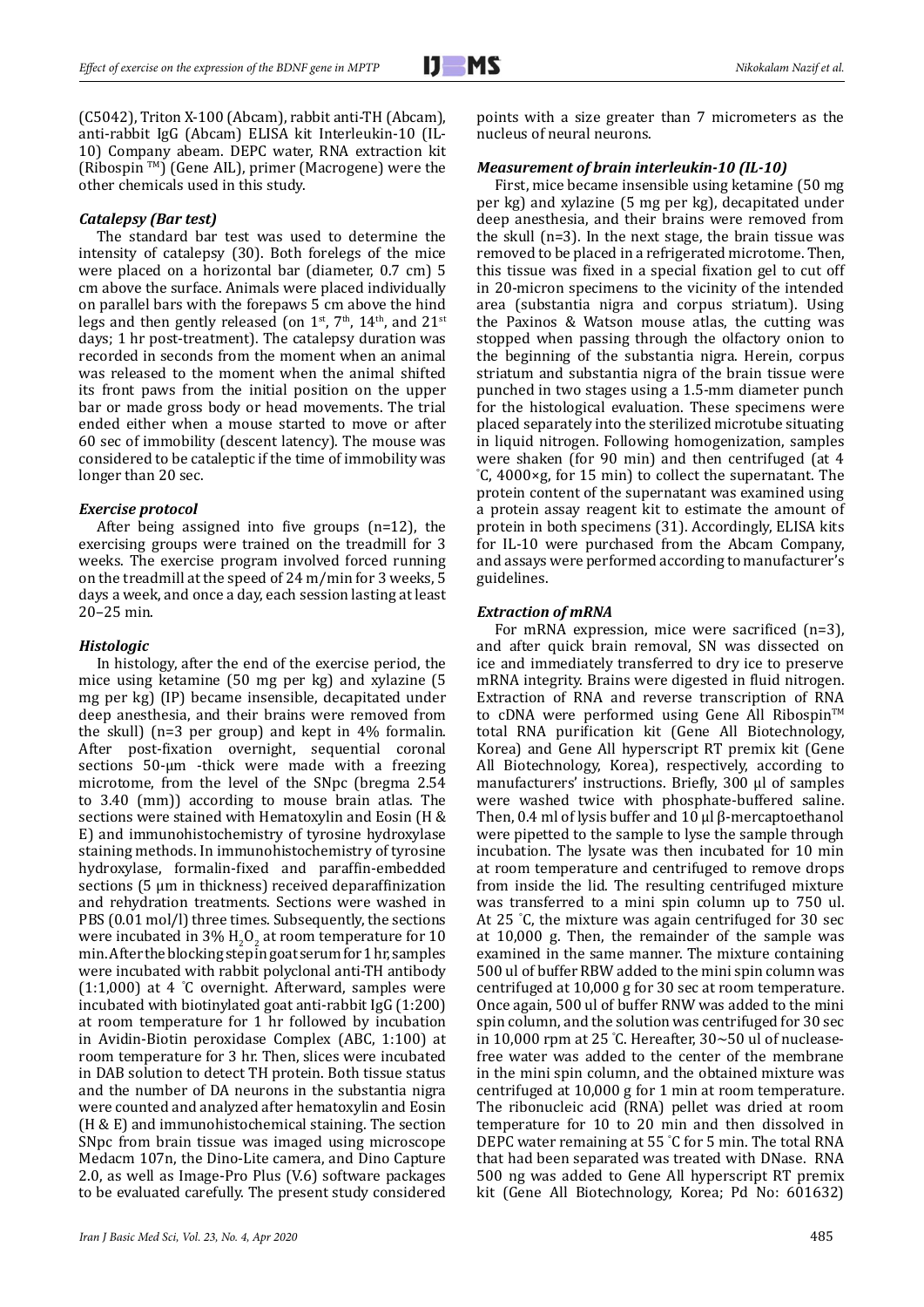(C5042), Triton X-100 (Abcam), rabbit anti-TH (Abcam), anti-rabbit IgG (Abcam) ELISA kit Interleukin-10 (IL-10) Company abeam. DEPC water, RNA extraction kit (Ribospin ™) (Gene AIL), primer (Macrogene) were the other chemicals used in this study.

### *Catalepsy (Bar test)*

The standard bar test was used to determine the intensity of catalepsy (30). Both forelegs of the mice were placed on a horizontal bar (diameter, 0.7 cm) 5 cm above the surface. Animals were placed individually on parallel bars with the forepaws 5 cm above the hind legs and then gently released (on 1st, 7th, 14th, and 21st days; 1 hr post-treatment). The catalepsy duration was recorded in seconds from the moment when an animal was released to the moment when the animal shifted its front paws from the initial position on the upper bar or made gross body or head movements. The trial ended either when a mouse started to move or after 60 sec of immobility (descent latency). The mouse was considered to be cataleptic if the time of immobility was longer than 20 sec.

### *Exercise protocol*

After being assigned into five groups (n=12), the exercising groups were trained on the treadmill for 3 weeks. The exercise program involved forced running on the treadmill at the speed of 24 m/min for 3 weeks, 5 days a week, and once a day, each session lasting at least 20–25 min.

### *Histologic*

In histology, after the end of the exercise period, the mice using ketamine (50 mg per kg) and xylazine (5 mg per kg) (IP) became insensible, decapitated under deep anesthesia, and their brains were removed from the skull) (n=3 per group) and kept in 4% formalin. After post-fixation overnight, sequential coronal sections 50-μm -thick were made with a freezing microtome, from the level of the SNpc (bregma 2.54 to 3.40 (mm)) according to mouse brain atlas. The sections were stained with Hematoxylin and Eosin (H & E) and immunohistochemistry of tyrosine hydroxylase staining methods. In immunohistochemistry of tyrosine hydroxylase, formalin-fixed and paraffin-embedded sections (5 μm in thickness) received deparaffinization and rehydration treatments. Sections were washed in PBS (0.01 mol/l) three times. Subsequently, the sections were incubated in 3% $H_2O_2$ at room temperature for 10 min. After the blocking step in goat serum for 1 hr, samples were incubated with rabbit polyclonal anti-TH antibody (1:1,000) at 4 °C overnight. Afterward, samples were incubated with biotinylated goat anti-rabbit IgG (1:200) at room temperature for 1 hr followed by incubation in Avidin-Biotin peroxidase Complex (ABC, 1:100) at room temperature for 3 hr. Then, slices were incubated in DAB solution to detect TH protein. Both tissue status and the number of DA neurons in the substantia nigra were counted and analyzed after hematoxylin and Eosin (H & E) and immunohistochemical staining. The section SNpc from brain tissue was imaged using microscope Medacm 107n, the Dino-Lite camera, and Dino Capture 2.0, as well as Image-Pro Plus (V.6) software packages to be evaluated carefully. The present study considered points with a size greater than 7 micrometers as the nucleus of neural neurons.

### *Measurement of brain interleukin-10 (IL-10)*

First, mice became insensible using ketamine (50 mg per kg) and xylazine (5 mg per kg), decapitated under deep anesthesia, and their brains were removed from the skull (n=3). In the next stage, the brain tissue was removed to be placed in a refrigerated microtome. Then, this tissue was fixed in a special fixation gel to cut off in 20-micron specimens to the vicinity of the intended area (substantia nigra and corpus striatum). Using the Paxinos & Watson mouse atlas, the cutting was stopped when passing through the olfactory onion to the beginning of the substantia nigra. Herein, corpus striatum and substantia nigra of the brain tissue were punched in two stages using a 1.5-mm diameter punch for the histological evaluation. These specimens were placed separately into the sterilized microtube situating in liquid nitrogen. Following homogenization, samples were shaken (for 90 min) and then centrifuged (at 4 °C, 4000×g, for 15 min) to collect the supernatant. The protein content of the supernatant was examined using a protein assay reagent kit to estimate the amount of protein in both specimens (31). Accordingly, ELISA kits for IL-10 were purchased from the Abcam Company, and assays were performed according to manufacturer's guidelines.

### *Extraction of mRNA*

For mRNA expression, mice were sacrificed (n=3), and after quick brain removal, SN was dissected on ice and immediately transferred to dry ice to preserve mRNA integrity. Brains were digested in fluid nitrogen. Extraction of RNA and reverse transcription of RNA to cDNA were performed using Gene All Ribospin™ total RNA purification kit (Gene All Biotechnology, Korea) and Gene All hyperscript RT premix kit (Gene All Biotechnology, Korea), respectively, according to manufacturers' instructions. Briefly, 300 μl of samples were washed twice with phosphate-buffered saline. Then, 0.4 ml of lysis buffer and 10 μl β-mercaptoethanol were pipetted to the sample to lyse the sample through incubation. The lysate was then incubated for 10 min at room temperature and centrifuged to remove drops from inside the lid. The resulting centrifuged mixture was transferred to a mini spin column up to 750 ul. At 25 °C, the mixture was again centrifuged for 30 sec at 10,000 g. Then, the remainder of the sample was examined in the same manner. The mixture containing 500 ul of buffer RBW added to the mini spin column was centrifuged at 10,000 g for 30 sec at room temperature. Once again, 500 ul of buffer RNW was added to the mini spin column, and the solution was centrifuged for 30 sec in 10,000 rpm at 25 °C. Hereafter, 30~50 ul of nuclease-free water was added to the center of the membrane in the mini spin column, and the obtained mixture was centrifuged at 10,000 g for 1 min at room temperature. The ribonucleic acid (RNA) pellet was dried at room temperature for 10 to 20 min and then dissolved in DEPC water remaining at 55 °C for 5 min. The total RNA that had been separated was treated with DNase. RNA 500 ng was added to Gene All hyperscript RT premix kit (Gene All Biotechnology, Korea; Pd No: 601632)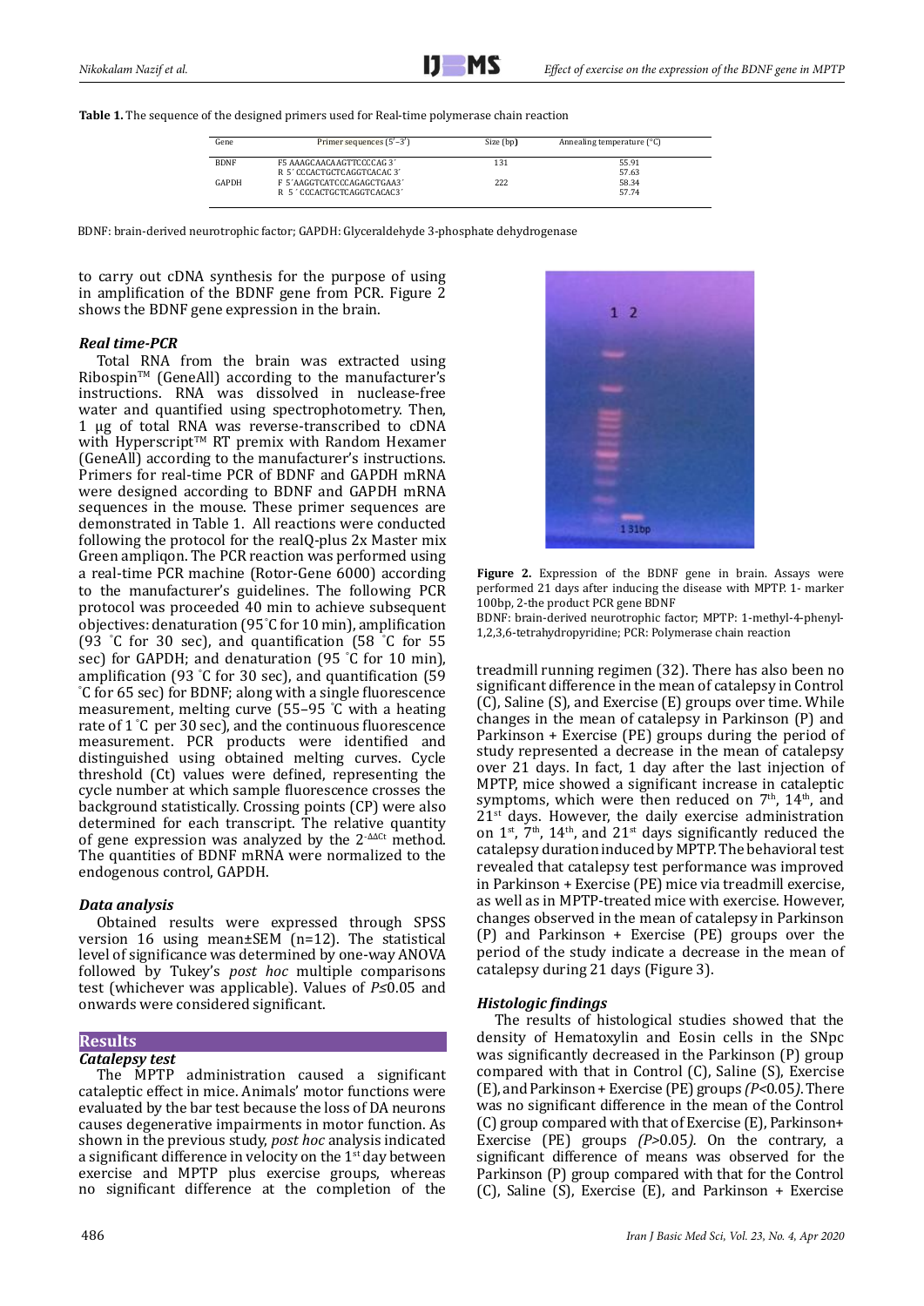**Table 1.** The sequence of the designed primers used for Real-time polymerase chain reaction

| Gene | Primer sequences (5'–3') | Size (bp) | Annealing temperature (°C) |
|---|---|---|---|
| BDNF | F5 AAAGCAACAAGTTCCCCAG 3´ | 131 | 55.91 |
| | R 5´ CCCACTGCTCAGGTCACAC 3´ | | 57.63 |
| GAPDH | F 5´AAGGTCATCCCAGAGCTGAA3´ | 222 | 58.34 |
| | R 5´ CCCACTGCTCAGGTCACAC3´ | | 57.74 |

BDNF: brain-derived neurotrophic factor; GAPDH: Glyceraldehyde 3-phosphate dehydrogenase

to carry out cDNA synthesis for the purpose of using in amplification of the BDNF gene from PCR. Figure 2 shows the BDNF gene expression in the brain.

### *Real time-PCR*

Total RNA from the brain was extracted using Ribospin™ (GeneAll) according to the manufacturer's instructions. RNA was dissolved in nuclease-free water and quantified using spectrophotometry. Then, 1 µg of total RNA was reverse-transcribed to cDNA with Hyperscript™ RT premix with Random Hexamer (GeneAll) according to the manufacturer's instructions. Primers for real-time PCR of BDNF and GAPDH mRNA were designed according to BDNF and GAPDH mRNA sequences in the mouse. These primer sequences are demonstrated in Table 1. All reactions were conducted following the protocol for the realQ-plus 2x Master mix Green ampliqon. The PCR reaction was performed using a real-time PCR machine (Rotor-Gene 6000) according to the manufacturer's guidelines. The following PCR protocol was proceeded 40 min to achieve subsequent objectives: denaturation (95 ˚C for 10 min), amplification (93 ˚C for 30 sec), and quantification (58 ˚C for 55 sec) for GAPDH; and denaturation (95 ˚C for 10 min), amplification (93 ˚C for 30 sec), and quantification (59 ˚C for 65 sec) for BDNF; along with a single fluorescence measurement, melting curve (55–95 ˚C with a heating rate of 1 ˚C per 30 sec), and the continuous fluorescence measurement. PCR products were identified and distinguished using obtained melting curves. Cycle threshold (Ct) values were defined, representing the cycle number at which sample fluorescence crosses the background statistically. Crossing points (CP) were also determined for each transcript. The relative quantity of gene expression was analyzed by the $2^{-\Delta\Delta Ct}$ method. The quantities of BDNF mRNA were normalized to the endogenous control, GAPDH.

### *Data analysis*

Obtained results were expressed through SPSS version 16 using mean±SEM (n=12). The statistical level of significance was determined by one-way ANOVA followed by Tukey's *post hoc* multiple comparisons test (whichever was applicable). Values of $P \leq 0.05$ and onwards were considered significant.

## Results

### *Catalepsy test*

The MPTP administration caused a significant cataleptic effect in mice. Animals' motor functions were evaluated by the bar test because the loss of DA neurons causes degenerative impairments in motor function. As shown in the previous study, *post hoc* analysis indicated a significant difference in velocity on the 1st day between exercise and MPTP plus exercise groups, whereas no significant difference at the completion of the treadmill running regimen (32). There has also been no significant difference in the mean of catalepsy in Control (C), Saline (S), and Exercise (E) groups over time. While changes in the mean of catalepsy in Parkinson (P) and Parkinson + Exercise (PE) groups during the period of study represented a decrease in the mean of catalepsy over 21 days. In fact, 1 day after the last injection of MPTP, mice showed a significant increase in cataleptic symptoms, which were then reduced on 7th, 14th, and 21st days. However, the daily exercise administration on 1st, 7th, 14th, and 21st days significantly reduced the catalepsy duration induced by MPTP. The behavioral test revealed that catalepsy test performance was improved in Parkinson + Exercise (PE) mice via treadmill exercise, as well as in MPTP-treated mice with exercise. However, changes observed in the mean of catalepsy in Parkinson (P) and Parkinson + Exercise (PE) groups over the period of the study indicate a decrease in the mean of catalepsy during 21 days (Figure 3).

**Figure 2.** Expression of the BDNF gene in brain. Assays were performed 21 days after inducing the disease with MPTP. 1- marker 100bp, 2-the product PCR gene BDNF

BDNF: brain-derived neurotrophic factor; MPTP: 1-methyl-4-phenyl-1,2,3,6-tetrahydropyridine; PCR: Polymerase chain reaction

### *Histologic findings*

The results of histological studies showed that the density of Hematoxylin and Eosin cells in the SNpc was significantly decreased in the Parkinson (P) group compared with that in Control (C), Saline (S), Exercise (E), and Parkinson + Exercise (PE) groups *($P<0.05$)*. There was no significant difference in the mean of the Control (C) group compared with that of Exercise (E), Parkinson+ Exercise (PE) groups *($P>0.05$)*. On the contrary, a significant difference of means was observed for the Parkinson (P) group compared with that for the Control (C), Saline (S), Exercise (E), and Parkinson + Exercise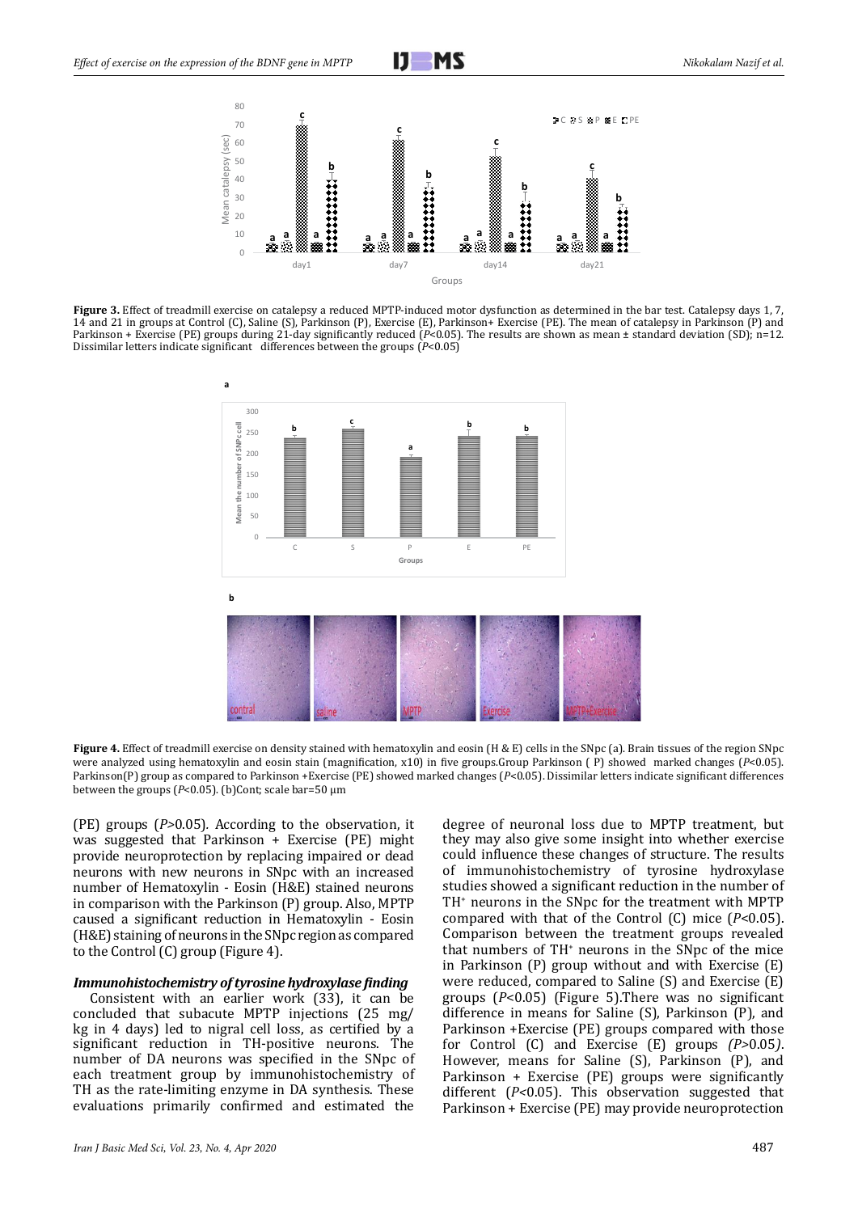**Figure 3.** Effect of treadmill exercise on catalepsy a reduced MPTP-induced motor dysfunction as determined in the bar test. Catalepsy days 1, 7, 14 and 21 in groups at Control (C), Saline (S), Parkinson (P), Exercise (E), Parkinson+ Exercise (PE). The mean of catalepsy in Parkinson (P) and Parkinson + Exercise (PE) groups during 21-day significantly reduced (*P*<0.05). The results are shown as mean ± standard deviation (SD); n=12. Dissimilar letters indicate significant differences between the groups (*P*<0.05)

**Figure 4.** Effect of treadmill exercise on density stained with hematoxylin and eosin (H & E) cells in the SNpc (a). Brain tissues of the region SNpc were analyzed using hematoxylin and eosin stain (magnification, x10) in five groups.Group Parkinson ( P) showed marked changes (*P*<0.05). Parkinson(P) group as compared to Parkinson +Exercise (PE) showed marked changes (*P*<0.05). Dissimilar letters indicate significant differences between the groups (*P*<0.05). (b)Cont; scale bar=50 µm

(PE) groups (*P*>0.05). According to the observation, it was suggested that Parkinson + Exercise (PE) might provide neuroprotection by replacing impaired or dead neurons with new neurons in SNpc with an increased number of Hematoxylin - Eosin (H&E) stained neurons in comparison with the Parkinson (P) group. Also, MPTP caused a significant reduction in Hematoxylin - Eosin (H&E) staining of neurons in the SNpc region as compared to the Control (C) group (Figure 4).

### *Immunohistochemistry of tyrosine hydroxylase finding*

Consistent with an earlier work (33), it can be concluded that subacute MPTP injections (25 mg/kg in 4 days) led to nigral cell loss, as certified by a significant reduction in TH-positive neurons. The number of DA neurons was specified in the SNpc of each treatment group by immunohistochemistry of TH as the rate-limiting enzyme in DA synthesis. These evaluations primarily confirmed and estimated the degree of neuronal loss due to MPTP treatment, but they may also give some insight into whether exercise could influence these changes of structure. The results of immunohistochemistry of tyrosine hydroxylase studies showed a significant reduction in the number of $TH^+$ neurons in the SNpc for the treatment with MPTP compared with that of the Control (C) mice (*P*<0.05). Comparison between the treatment groups revealed that numbers of $TH^+$ neurons in the SNpc of the mice in Parkinson (P) group without and with Exercise (E) were reduced, compared to Saline (S) and Exercise (E) groups (*P*<0.05) (Figure 5).There was no significant difference in means for Saline (S), Parkinson (P), and Parkinson +Exercise (PE) groups compared with those for Control (C) and Exercise (E) groups *(P*>0.05*)*. However, means for Saline (S), Parkinson (P), and Parkinson + Exercise (PE) groups were significantly different (*P*<0.05). This observation suggested that Parkinson + Exercise (PE) may provide neuroprotection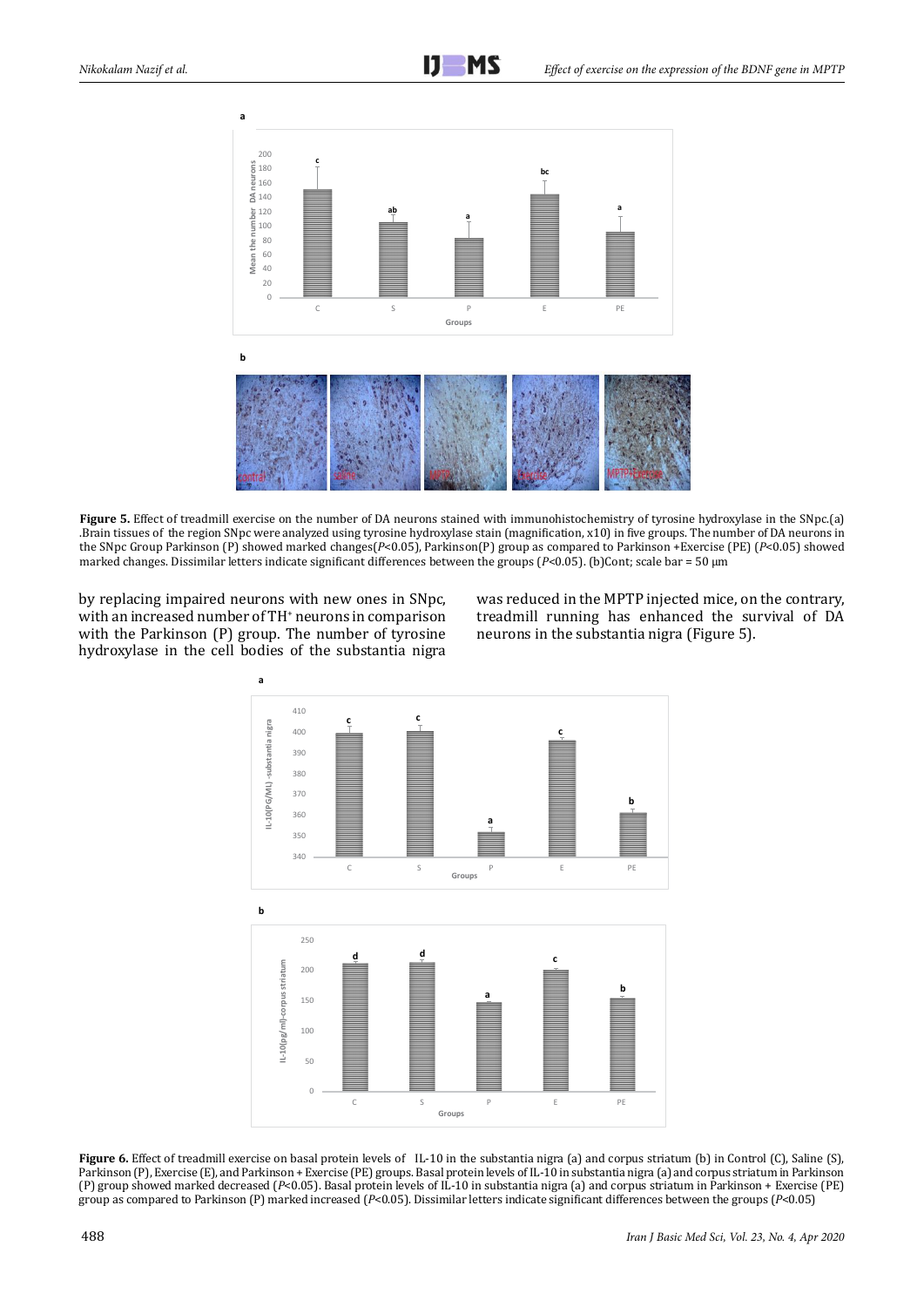**Figure 5.** Effect of treadmill exercise on the number of DA neurons stained with immunohistochemistry of tyrosine hydroxylase in the SNpc.(a) .Brain tissues of the region SNpc were analyzed using tyrosine hydroxylase stain (magnification, x10) in five groups. The number of DA neurons in the SNpc Group Parkinson (P) showed marked changes($P<0.05$), Parkinson(P) group as compared to Parkinson +Exercise (PE) ($P<0.05$) showed marked changes. Dissimilar letters indicate significant differences between the groups ($P<0.05$). (b)Cont; scale bar = 50 μm

by replacing impaired neurons with new ones in SNpc, with an increased number of $TH^+$ neurons in comparison with the Parkinson (P) group. The number of tyrosine hydroxylase in the cell bodies of the substantia nigra was reduced in the MPTP injected mice, on the contrary, treadmill running has enhanced the survival of DA neurons in the substantia nigra (Figure 5).

**Figure 6.** Effect of treadmill exercise on basal protein levels of IL-10 in the substantia nigra (a) and corpus striatum (b) in Control (C), Saline (S), Parkinson (P), Exercise (E), and Parkinson + Exercise (PE) groups. Basal protein levels of IL-10 in substantia nigra (a) and corpus striatum in Parkinson (P) group showed marked decreased ($P<0.05$). Basal protein levels of IL-10 in substantia nigra (a) and corpus striatum in Parkinson + Exercise (PE) group as compared to Parkinson (P) marked increased ($P<0.05$). Dissimilar letters indicate significant differences between the groups ($P<0.05$)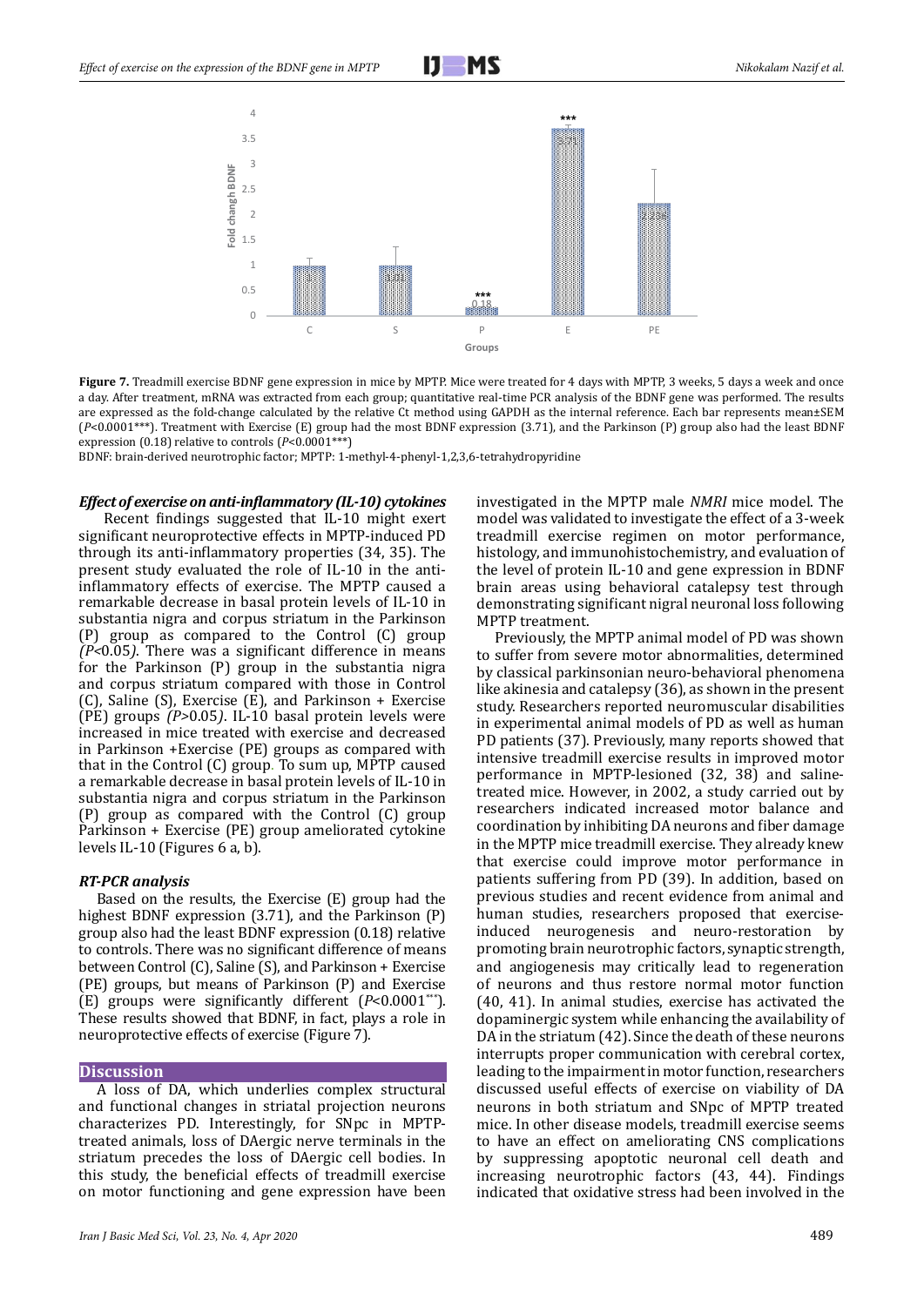Figure 7. Treadmill exercise BDNF gene expression in mice by MPTP. Mice were treated for 4 days with MPTP, 3 weeks, 5 days a week and once a day. After treatment, mRNA was extracted from each group; quantitative real-time PCR analysis of the BDNF gene was performed. The results are expressed as the fold-change calculated by the relative Ct method using GAPDH as the internal reference. Each bar represents mean±SEM ($P$<0.0001***). Treatment with Exercise (E) group had the most BDNF expression (3.71), and the Parkinson (P) group also had the least BDNF expression (0.18) relative to controls ($P$<0.0001***)

BDNF: brain-derived neurotrophic factor; MPTP: 1-methyl-4-phenyl-1,2,3,6-tetrahydropyridine

### *Effect of exercise on anti-inflammatory (IL-10) cytokines*

Recent findings suggested that IL-10 might exert significant neuroprotective effects in MPTP-induced PD through its anti-inflammatory properties (34, 35). The present study evaluated the role of IL-10 and the anti-inflammatory effects of exercise. The MPTP caused a remarkable decrease in basal protein levels of IL-10 in substantia nigra and corpus striatum in the Parkinson (P) group as compared to the Control (C) group *(P<0.05)*. There was a significant difference in means for the Parkinson (P) group in the substantia nigra and corpus striatum compared with those in Control (C), Saline (S), Exercise (E), and Parkinson + Exercise (PE) groups *(P>0.05)*. IL-10 basal protein levels were increased in mice treated with exercise and decreased in Parkinson +Exercise (PE) groups as compared with that in the Control (C) group. To sum up, MPTP caused a remarkable decrease in basal protein levels of IL-10 in substantia nigra and corpus striatum in the Parkinson (P) group as compared with the Control (C) group Parkinson + Exercise (PE) group ameliorated cytokine levels IL-10 (Figures 6 a, b).

### *RT-PCR analysis*

Based on the results, the Exercise (E) group had the highest BDNF expression (3.71), and the Parkinson (P) group also had the least BDNF expression (0.18) relative to controls. There was no significant difference of means between Control (C), Saline (S), and Parkinson + Exercise (PE) groups, but means of Parkinson (P) and Exercise (E) groups were significantly different ($P$<0.0001***). These results showed that BDNF, in fact, plays a role in neuroprotective effects of exercise (Figure 7).

## Discussion

A loss of DA, which underlies complex structural and functional changes in striatal projection neurons characterizes PD. Interestingly, for SNpc in MPTP-treated animals, loss of DAergic nerve terminals in the striatum precedes the loss of DAergic cell bodies. In this study, the beneficial effects of treadmill exercise on motor functioning and gene expression have been investigated in the MPTP male *NMRI* mice model. The model was validated to investigate the effect of a 3-week treadmill exercise regimen on motor performance, histology, and immunohistochemistry, and evaluation of the level of protein IL-10 and gene expression in BDNF brain areas using behavioral catalepsy test through demonstrating significant nigral neuronal loss following MPTP treatment.

Previously, the MPTP animal model of PD was shown to suffer from severe motor abnormalities, determined by classical parkinsonian neuro-behavioral phenomena like akinesia and catalepsy (36), as shown in the present study. Researchers reported neuromuscular disabilities in experimental animal models of PD as well as human PD patients (37). Previously, many reports showed that intensive treadmill exercise results in improved motor performance in MPTP-lesioned (32, 38) and saline-treated mice. However, in 2002, a study carried out by researchers indicated increased motor balance and coordination by inhibiting DA neurons and fiber damage in the MPTP mice treadmill exercise. They already knew that exercise could improve motor performance in patients suffering from PD (39). In addition, based on previous studies and recent evidence from animal and human studies, researchers proposed that exercise-induced neurogenesis and neuro-restoration by promoting brain neurotrophic factors, synaptic strength, and angiogenesis may critically lead to regeneration of neurons and thus restore normal motor function (40, 41). In animal studies, exercise has activated the dopaminergic system while enhancing the availability of DA in the striatum (42). Since the death of these neurons interrupts proper communication with cerebral cortex, leading to the impairment in motor function, researchers discussed useful effects of exercise on viability of DA neurons in both striatum and SNpc of MPTP treated mice. In other disease models, treadmill exercise seems to have an effect on ameliorating CNS complications by suppressing apoptotic neuronal cell death and increasing neurotrophic factors (43, 44). Findings indicated that oxidative stress had been involved in the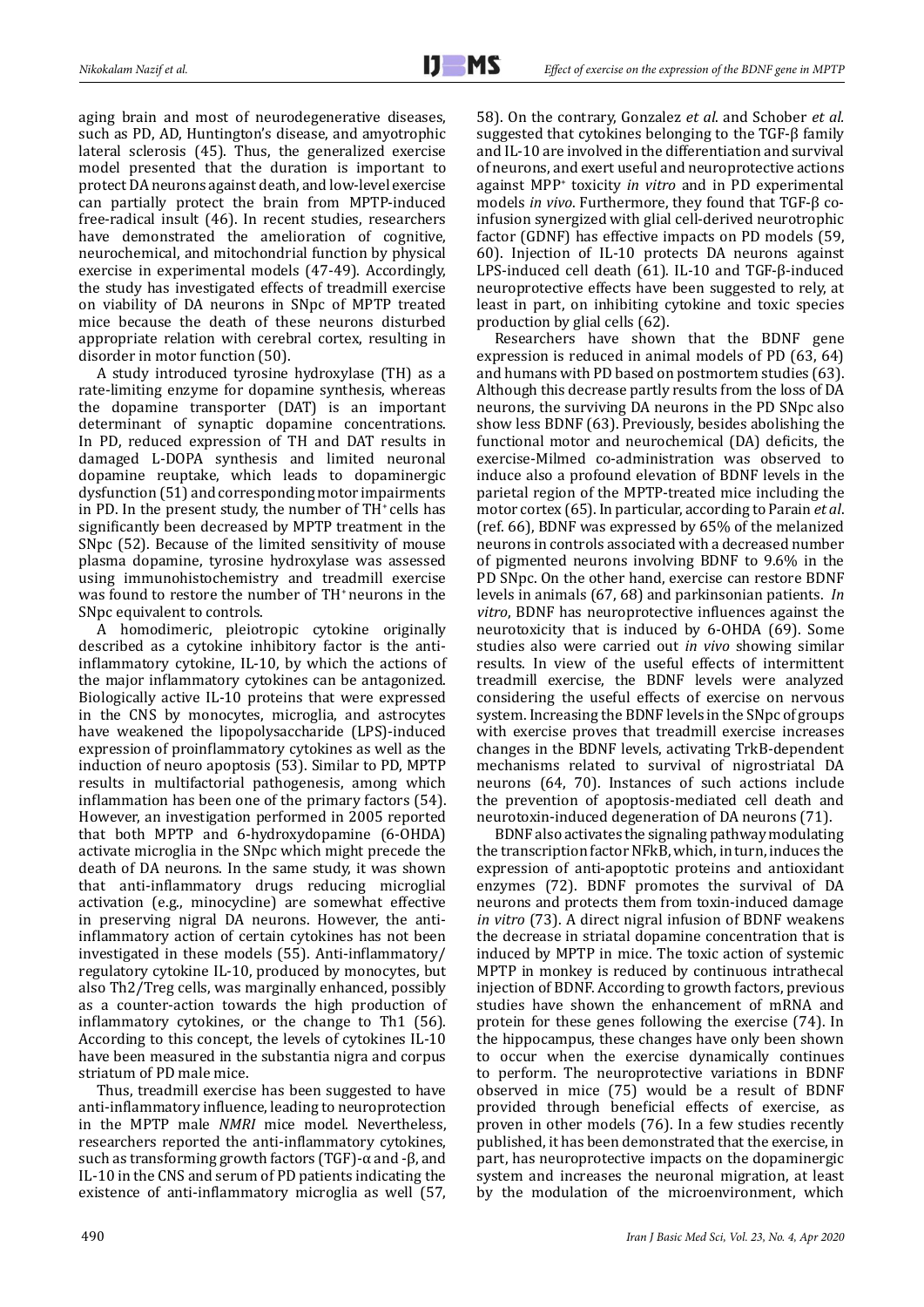aging brain and most of neurodegenerative diseases, such as PD, AD, Huntington's disease, and amyotrophic lateral sclerosis (45). Thus, the generalized exercise model presented that the duration is important to protect DA neurons against death, and low-level exercise can partially protect the brain from MPTP-induced free-radical insult (46). In recent studies, researchers have demonstrated the amelioration of cognitive, neurochemical, and mitochondrial function by physical exercise in experimental models (47-49). Accordingly, the study has investigated effects of treadmill exercise on viability of DA neurons in SNpc of MPTP treated mice because the death of these neurons disturbed appropriate relation with cerebral cortex, resulting in disorder in motor function (50).

A study introduced tyrosine hydroxylase (TH) as a rate-limiting enzyme for dopamine synthesis, whereas the dopamine transporter (DAT) is an important determinant of synaptic dopamine concentrations. In PD, reduced expression of TH and DAT results in damaged L-DOPA synthesis and limited neuronal dopamine reuptake, which leads to dopaminergic dysfunction (51) and corresponding motor impairments in PD. In the present study, the number of $TH^+$ cells has significantly been decreased by MPTP treatment in the SNpc (52). Because of the limited sensitivity of mouse plasma dopamine, tyrosine hydroxylase was assessed using immunohistochemistry and treadmill exercise was found to restore the number of $TH^+$ neurons in the SNpc equivalent to controls.

A homodimeric, pleiotropic cytokine originally described as a cytokine inhibitory factor is the anti-inflammatory cytokine, IL-10, by which the actions of the major inflammatory cytokines can be antagonized. Biologically active IL-10 proteins that were expressed in the CNS by monocytes, microglia, and astrocytes have weakened the lipopolysaccharide (LPS)-induced expression of proinflammatory cytokines as well as the induction of neuro apoptosis (53). Similar to PD, MPTP results in multifactorial pathogenesis, among which inflammation has been one of the primary factors (54). However, an investigation performed in 2005 reported that both MPTP and 6-hydroxydopamine (6-OHDA) activate microglia in the SNpc which might precede the death of DA neurons. In the same study, it was shown that anti-inflammatory drugs reducing microglial activation (e.g., minocycline) are somewhat effective in preserving nigral DA neurons. However, the anti-inflammatory action of certain cytokines has not been investigated in these models (55). Anti-inflammatory/regulatory cytokine IL-10, produced by monocytes, but also Th2/Treg cells, was marginally enhanced, possibly as a counter-action towards the high production of inflammatory cytokines, or the change to Th1 (56). According to this concept, the levels of cytokines IL-10 have been measured in the substantia nigra and corpus striatum of PD male mice.

Thus, treadmill exercise has been suggested to have anti-inflammatory influence, leading to neuroprotection in the MPTP male *NMRI* mice model. Nevertheless, researchers reported the anti-inflammatory cytokines, such as transforming growth factors (TGF)-α and -β, and IL-10 in the CNS and serum of PD patients indicating the existence of anti-inflammatory microglia as well (57, 58). On the contrary, Gonzalez *et al*. and Schober *et al.* suggested that cytokines belonging to the TGF-β family and IL-10 are involved in the differentiation and survival of neurons, and exert useful and neuroprotective actions against $MPP^+$ toxicity *in vitro* and in PD experimental models *in vivo*. Furthermore, they found that TGF-β co-infusion synergized with glial cell-derived neurotrophic factor (GDNF) has effective impacts on PD models (59, 60). Injection of IL-10 protects DA neurons against LPS-induced cell death (61). IL-10 and TGF-β-induced neuroprotective effects have been suggested to rely, at least in part, on inhibiting cytokine and toxic species production by glial cells (62).

Researchers have shown that the BDNF gene expression is reduced in animal models of PD (63, 64) and humans with PD based on postmortem studies (63). Although this decrease partly results from the loss of DA neurons, the surviving DA neurons in the PD SNpc also show less BDNF (63). Previously, besides abolishing the functional motor and neurochemical (DA) deficits, the exercise-Milmed co-administration was observed to induce also a profound elevation of BDNF levels in the parietal region of the MPTP-treated mice including the motor cortex (65). In particular, according to Parain *et al*. (ref. 66), BDNF was expressed by 65% of the melanized neurons in controls associated with a decreased number of pigmented neurons involving BDNF to 9.6% in the PD SNpc. On the other hand, exercise can restore BDNF levels in animals (67, 68) and parkinsonian patients. *In vitro*, BDNF has neuroprotective influences against the neurotoxicity that is induced by 6-OHDA (69). Some studies also were carried out *in vivo* showing similar results. In view of the useful effects of intermittent treadmill exercise, the BDNF levels were analyzed considering the useful effects of exercise on nervous system. Increasing the BDNF levels in the SNpc of groups with exercise proves that treadmill exercise increases changes in the BDNF levels, activating TrkB-dependent mechanisms related to survival of nigrostriatal DA neurons (64, 70). Instances of such actions include the prevention of apoptosis-mediated cell death and neurotoxin-induced degeneration of DA neurons (71).

BDNF also activates the signaling pathway modulating the transcription factor NFkB, which, in turn, induces the expression of anti-apoptotic proteins and antioxidant enzymes (72). BDNF promotes the survival of DA neurons and protects them from toxin-induced damage *in vitro* (73). A direct nigral infusion of BDNF weakens the decrease in striatal dopamine concentration that is induced by MPTP in mice. The toxic action of systemic MPTP in monkey is reduced by continuous intrathecal injection of BDNF. According to growth factors, previous studies have shown the enhancement of mRNA and protein for these genes following the exercise (74). In the hippocampus, these changes have only been shown to occur when the exercise dynamically continues to perform. The neuroprotective variations in BDNF observed in mice (75) would be a result of BDNF provided through beneficial effects of exercise, as proven in other models (76). In a few studies recently published, it has been demonstrated that the exercise, in part, has neuroprotective impacts on the dopaminergic system and increases the neuronal migration, at least by the modulation of the microenvironment, which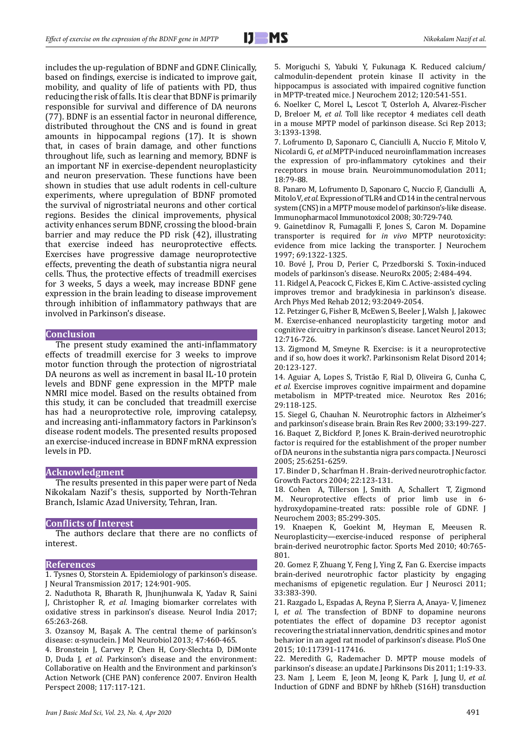includes the up-regulation of BDNF and GDNF. Clinically, based on findings, exercise is indicated to improve gait, mobility, and quality of life of patients with PD, thus reducing the risk of falls. It is clear that BDNF is primarily responsible for survival and difference of DA neurons (77). BDNF is an essential factor in neuronal difference, distributed throughout the CNS and is found in great amounts in hippocampal regions (17). It is shown that, in cases of brain damage, and other functions throughout life, such as learning and memory, BDNF is an important NF in exercise-dependent neuroplasticity and neuron preservation. These functions have been shown in studies that use adult rodents in cell-culture experiments, where upregulation of BDNF promoted the survival of nigrostriatal neurons and other cortical regions. Besides the clinical improvements, physical activity enhances serum BDNF, crossing the blood-brain barrier and may reduce the PD risk (42), illustrating that exercise indeed has neuroprotective effects. Exercises have progressive damage neuroprotective effects, preventing the death of substantia nigra neural cells. Thus, the protective effects of treadmill exercises for 3 weeks, 5 days a week, may increase BDNF gene expression in the brain leading to disease improvement through inhibition of inflammatory pathways that are involved in Parkinson's disease.

## Conclusion

The present study examined the anti-inflammatory effects of treadmill exercise for 3 weeks to improve motor function through the protection of nigrostriatal DA neurons as well as increment in basal IL-10 protein levels and BDNF gene expression in the MPTP male NMRI mice model. Based on the results obtained from this study, it can be concluded that treadmill exercise has had a neuroprotective role, improving catalepsy, and increasing anti-inflammatory factors in Parkinson's disease rodent models. The presented results proposed an exercise-induced increase in BDNF mRNA expression levels in PD.

## Acknowledgment

The results presented in this paper were part of Neda Nikokalam Nazif's thesis, supported by North-Tehran Branch, Islamic Azad University, Tehran, Iran.

## Conflicts of Interest

The authors declare that there are no conflicts of interest.

## References

1. Tysnes O, Storstein A. Epidemiology of parkinson's disease. J Neural Transmission 2017; 124:901-905.
2. Naduthota R, Bharath R, Jhunjhunwala K, Yadav R, Saini J, Christopher R, *et al.* Imaging biomarker correlates with oxidative stress in parkinson's disease. Neurol India 2017; 65:263-268.
3. Ozansoy M, Başak A. The central theme of parkinson's disease: α-synuclein. J Mol Neurobiol 2013; 47:460-465.
4. Bronstein J, Carvey P, Chen H, Cory-Slechta D, DiMonte D, Duda J, *et al.* Parkinson's disease and the environment: Collaborative on Health and the Environment and parkinson's Action Network (CHE PAN) conference 2007. Environ Health Perspect 2008; 117:117-121.
5. Moriguchi S, Yabuki Y, Fukunaga K. Reduced calcium/calmodulin-dependent protein kinase II activity in the hippocampus is associated with impaired cognitive function in MPTP-treated mice. J Neurochem 2012; 120:541-551.
6. Noelker C, Morel L, Lescot T, Osterloh A, Alvarez-Fischer D, Breloer M, *et al.* Toll like receptor 4 mediates cell death in a mouse MPTP model of parkinson disease. Sci Rep 2013; 3:1393-1398.
7. Lofrumento D, Saponaro C, Cianciulli A, Nuccio F, Mitolo V, Nicolardi G, *et al.* MPTP-induced neuroinflammation increases the expression of pro-inflammatory cytokines and their receptors in mouse brain. Neuroimmunomodulation 2011; 18:79-88.
8. Panaro M, Lofrumento D, Saponaro C, Nuccio F, Cianciulli A, Mitolo V, *et al.* Expression of TLR4 and CD14 in the central nervous system (CNS) in a MPTP mouse model of parkinson's-like disease. Immunopharmacol Immunotoxicol 2008; 30:729-740.
9. Gainetdinov R, Fumagalli F, Jones S, Caron M. Dopamine transporter is required for *in vivo* MPTP neurotoxicity: evidence from mice lacking the transporter. J Neurochem 1997; 69:1322-1325.
10. Bové J, Prou D, Perier C, Przedborski S. Toxin-induced models of parkinson's disease. NeuroRx 2005; 2:484-494.
11. Ridgel A, Peacock C, Fickes E, Kim C. Active-assisted cycling improves tremor and bradykinesia in parkinson's disease. Arch Phys Med Rehab 2012; 93:2049-2054.
12. Petzinger G, Fisher B, McEwen S, Beeler J, Walsh J, Jakowec M. Exercise-enhanced neuroplasticity targeting motor and cognitive circuitry in parkinson's disease. Lancet Neurol 2013; 12:716-726.
13. Zigmond M, Smeyne R. Exercise: is it a neuroprotective and if so, how does it work?. Parkinsonism Relat Disord 2014; 20:123-127.
14. Aguiar A, Lopes S, Tristão F, Rial D, Oliveira G, Cunha C, *et al.* Exercise improves cognitive impairment and dopamine metabolism in MPTP-treated mice. Neurotox Res 2016; 29:118-125.
15. Siegel G, Chauhan N. Neurotrophic factors in Alzheimer's and parkinson's disease brain. Brain Res Rev 2000; 33:199-227.
16. Baquet Z, Bickford P, Jones K. Brain-derived neurotrophic factor is required for the establishment of the proper number of DA neurons in the substantia nigra pars compacta. J Neurosci 2005; 25:6251-6259.
17. Binder D , Scharfman H . Brain-derived neurotrophic factor. Growth Factors 2004; 22:123-131.
18. Cohen A, Tillerson J, Smith A, Schallert T, Zigmond M. Neuroprotective effects of prior limb use in 6-hydroxydopamine-treated rats: possible role of GDNF. J Neurochem 2003; 85:299-305.
19. Knaepen K, Goekint M, Heyman E, Meeusen R. Neuroplasticity—exercise-induced response of peripheral brain-derived neurotrophic factor. Sports Med 2010; 40:765-801.
20. Gomez F, Zhuang Y, Feng J, Ying Z, Fan G. Exercise impacts brain-derived neurotrophic factor plasticity by engaging mechanisms of epigenetic regulation. Eur J Neurosci 2011; 33:383-390.
21. Razgado L, Espadas A, Reyna P, Sierra A, Anaya- V, Jimenez I, *et al.* The transfection of BDNF to dopamine neurons potentiates the effect of dopamine D3 receptor agonist recovering the striatal innervation, dendritic spines and motor behavior in an aged rat model of parkinson's disease. PloS One 2015; 10:117391-117416.
22. Meredith G, Rademacher D. MPTP mouse models of parkinson's disease: an update.J Parkinsons Dis 2011; 1:19-33.
23. Nam J, Leem E, Jeon M, Jeong K, Park J, Jung U, *et al.* Induction of GDNF and BDNF by hRheb (S16H) transduction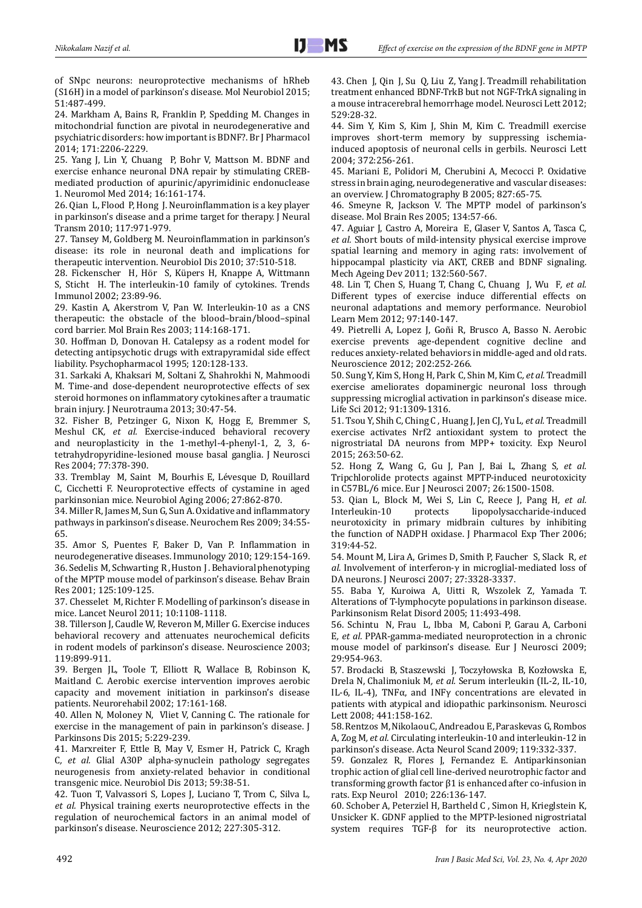of SNpc neurons: neuroprotective mechanisms of hRheb (S16H) in a model of parkinson's disease. Mol Neurobiol 2015; 51:487-499.

24. Markham A, Bains R, Franklin P, Spedding M. Changes in mitochondrial function are pivotal in neurodegenerative and psychiatric disorders: how important is BDNF?. Br J Pharmacol 2014; 171:2206-2229.

25. Yang J, Lin Y, Chuang P, Bohr V, Mattson M. BDNF and exercise enhance neuronal DNA repair by stimulating CREB-mediated production of apurinic/apyrimidinic endonuclease 1. Neuromol Med 2014; 16:161-174.

26. Qian L, Flood P, Hong J. Neuroinflammation is a key player in parkinson's disease and a prime target for therapy. J Neural Transm 2010; 117:971-979.

27. Tansey M, Goldberg M. Neuroinflammation in parkinson's disease: its role in neuronal death and implications for therapeutic intervention. Neurobiol Dis 2010; 37:510-518.

28. Fickenscher H, Hör S, Küpers H, Knappe A, Wittmann S, Sticht H. The interleukin-10 family of cytokines. Trends Immunol 2002; 23:89-96.

29. Kastin A, Akerstrom V, Pan W. Interleukin-10 as a CNS therapeutic: the obstacle of the blood–brain/blood–spinal cord barrier. Mol Brain Res 2003; 114:168-171.

30. Hoffman D, Donovan H. Catalepsy as a rodent model for detecting antipsychotic drugs with extrapyramidal side effect liability. Psychopharmacol 1995; 120:128-133.

31. Sarkaki A, Khaksari M, Soltani Z, Shahrokhi N, Mahmoodi M. Time-and dose-dependent neuroprotective effects of sex steroid hormones on inflammatory cytokines after a traumatic brain injury. J Neurotrauma 2013; 30:47-54.

32. Fisher B, Petzinger G, Nixon K, Hogg E, Bremmer S, Meshul CK, *et al.* Exercise-induced behavioral recovery and neuroplasticity in the 1-methyl-4-phenyl-1, 2, 3, 6-tetrahydropyridine-lesioned mouse basal ganglia. J Neurosci Res 2004; 77:378-390.

33. Tremblay M, Saint M, Bourhis E, Lévesque D, Rouillard C, Cicchetti F. Neuroprotective effects of cystamine in aged parkinsonian mice. Neurobiol Aging 2006; 27:862-870.

34. Miller R, James M, Sun G, Sun A. Oxidative and inflammatory pathways in parkinson's disease. Neurochem Res 2009; 34:55-65.

35. Amor S, Puentes F, Baker D, Van P. Inflammation in neurodegenerative diseases. Immunology 2010; 129:154-169.

36. Sedelis M, Schwarting R, Huston J. Behavioral phenotyping of the MPTP mouse model of parkinson's disease. Behav Brain Res 2001; 125:109-125.

37. Chesselet M, Richter F. Modelling of parkinson's disease in mice. Lancet Neurol 2011; 10:1108-1118.

38. Tillerson J, Caudle W, Reveron M, Miller G. Exercise induces behavioral recovery and attenuates neurochemical deficits in rodent models of parkinson's disease. Neuroscience 2003; 119:899-911.

39. Bergen JL, Toole T, Elliott R, Wallace B, Robinson K, Maitland C. Aerobic exercise intervention improves aerobic capacity and movement initiation in parkinson's disease patients. Neurorehabil 2002; 17:161-168.

40. Allen N, Moloney N, Vliet V, Canning C. The rationale for exercise in the management of pain in parkinson's disease. J Parkinsons Dis 2015; 5:229-239.

41. Marxreiter F, Ettle B, May V, Esmer H, Patrick C, Kragh C, *et al.* Glial A30P alpha-synuclein pathology segregates neurogenesis from anxiety-related behavior in conditional transgenic mice. Neurobiol Dis 2013; 59:38-51.

42. Tuon T, Valvassori S, Lopes J, Luciano T, Trom C, Silva L, *et al.* Physical training exerts neuroprotective effects in the regulation of neurochemical factors in an animal model of parkinson's disease. Neuroscience 2012; 227:305-312.

43. Chen J, Qin J, Su Q, Liu Z, Yang J. Treadmill rehabilitation treatment enhanced BDNF-TrkB but not NGF-TrkA signaling in a mouse intracerebral hemorrhage model. Neurosci Lett 2012; 529:28-32.

44. Sim Y, Kim S, Kim J, Shin M, Kim C. Treadmill exercise improves short-term memory by suppressing ischemia-induced apoptosis of neuronal cells in gerbils. Neurosci Lett 2004; 372:256-261.

45. Mariani E, Polidori M, Cherubini A, Mecocci P. Oxidative stress in brain aging, neurodegenerative and vascular diseases: an overview. J Chromatography B 2005; 827:65-75.

46. Smeyne R, Jackson V. The MPTP model of parkinson's disease. Mol Brain Res 2005; 134:57-66.

47. Aguiar J, Castro A, Moreira E, Glaser V, Santos A, Tasca C, *et al.* Short bouts of mild-intensity physical exercise improve spatial learning and memory in aging rats: involvement of hippocampal plasticity via AKT, CREB and BDNF signaling. Mech Ageing Dev 2011; 132:560-567.

48. Lin T, Chen S, Huang T, Chang C, Chuang J, Wu F, *et al.* Different types of exercise induce differential effects on neuronal adaptations and memory performance. Neurobiol Learn Mem 2012; 97:140-147.

49. Pietrelli A, Lopez J, Goñi R, Brusco A, Basso N. Aerobic exercise prevents age-dependent cognitive decline and reduces anxiety-related behaviors in middle-aged and old rats. Neuroscience 2012; 202:252-266.

50. Sung Y, Kim S, Hong H, Park C, Shin M, Kim C, *et al.* Treadmill exercise ameliorates dopaminergic neuronal loss through suppressing microglial activation in parkinson's disease mice. Life Sci 2012; 91:1309-1316.

51. Tsou Y, Shih C, Ching C, Huang J, Jen CJ, Yu L, *et al.* Treadmill exercise activates Nrf2 antioxidant system to protect the nigrostriatal DA neurons from MPP+ toxicity. Exp Neurol 2015; 263:50-62.

52. Hong Z, Wang G, Gu J, Pan J, Bai L, Zhang S, *et al.* Tripchlorolide protects against MPTP-induced neurotoxicity in C57BL/6 mice. Eur J Neurosci 2007; 26:1500-1508.

53. Qian L, Block M, Wei S, Lin C, Reece J, Pang H, *et al.* Interleukin-10 protects lipopolysaccharide-induced neurotoxicity in primary midbrain cultures by inhibiting the function of NADPH oxidase. J Pharmacol Exp Ther 2006; 319:44-52.

54. Mount M, Lira A, Grimes D, Smith P, Faucher S, Slack R, *et al.* Involvement of interferon-γ in microglial-mediated loss of DA neurons. J Neurosci 2007; 27:3328-3337.

55. Baba Y, Kuroiwa A, Uitti R, Wszolek Z, Yamada T. Alterations of T-lymphocyte populations in parkinson disease. Parkinsonism Relat Disord 2005; 11:493-498.

56. Schintu N, Frau L, Ibba M, Caboni P, Garau A, Carboni E, *et al.* PPAR-gamma-mediated neuroprotection in a chronic mouse model of parkinson's disease. Eur J Neurosci 2009; 29:954-963.

57. Brodacki B, Staszewski J, Toczyłowska B, Kozłowska E, Drela N, Chalimoniuk M, *et al.* Serum interleukin (IL-2, IL-10, IL-6, IL-4), TNFα, and INFγ concentrations are elevated in patients with atypical and idiopathic parkinsonism. Neurosci Lett 2008; 441:158-162.

58. Rentzos M, Nikolaou C, Andreadou E, Paraskevas G, Rombos A, Zog M, *et al.* Circulating interleukin-10 and interleukin-12 in parkinson's disease. Acta Neurol Scand 2009; 119:332-337.

59. Gonzalez R, Flores J, Fernandez E. Antiparkinsonian trophic action of glial cell line-derived neurotrophic factor and transforming growth factor β1 is enhanced after co-infusion in rats. Exp Neurol 2010; 226:136-147.

60. Schober A, Peterziel H, Bartheld C, Simon H, Krieglstein K, Unsicker K. GDNF applied to the MPTP-lesioned nigrostriatal system requires TGF-β for its neuroprotective action.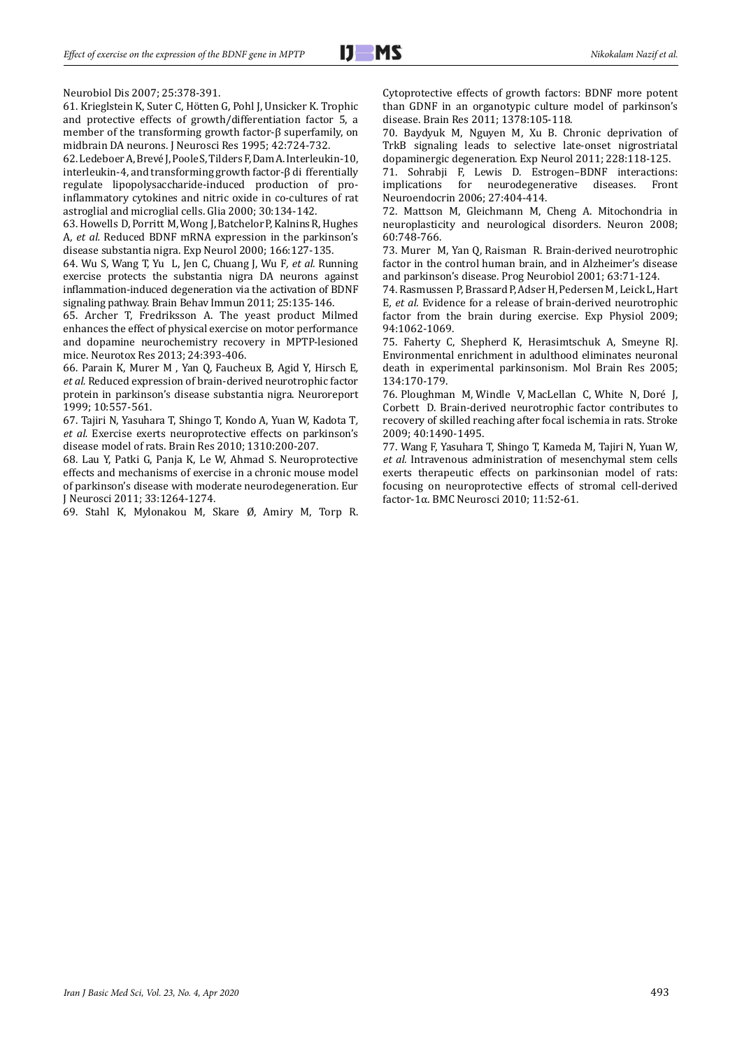Neurobiol Dis 2007; 25:378-391.

61. Krieglstein K, Suter C, Hötten G, Pohl J, Unsicker K. Trophic and protective effects of growth/differentiation factor 5, a member of the transforming growth factor-β superfamily, on midbrain DA neurons. J Neurosci Res 1995; 42:724-732.

62. Ledeboer A, Brevé J, Poole S, Tilders F, Dam A. Interleukin-10, interleukin-4, and transforming growth factor-β differentially regulate lipopolysaccharide-induced production of pro-inflammatory cytokines and nitric oxide in co-cultures of rat astroglial and microglial cells. Glia 2000; 30:134-142.

63. Howells D, Porritt M, Wong J, Batchelor P, Kalnins R, Hughes A, *et al.* Reduced BDNF mRNA expression in the parkinson's disease substantia nigra. Exp Neurol 2000; 166:127-135.

64. Wu S, Wang T, Yu L, Jen C, Chuang J, Wu F, *et al.* Running exercise protects the substantia nigra DA neurons against inflammation-induced degeneration via the activation of BDNF signaling pathway. Brain Behav Immun 2011; 25:135-146.

65. Archer T, Fredriksson A. The yeast product Milmed enhances the effect of physical exercise on motor performance and dopamine neurochemistry recovery in MPTP-lesioned mice. Neurotox Res 2013; 24:393-406.

66. Parain K, Murer M , Yan Q, Faucheux B, Agid Y, Hirsch E, *et al.* Reduced expression of brain-derived neurotrophic factor protein in parkinson's disease substantia nigra. Neuroreport 1999; 10:557-561.

67. Tajiri N, Yasuhara T, Shingo T, Kondo A, Yuan W, Kadota T, *et al.* Exercise exerts neuroprotective effects on parkinson's disease model of rats. Brain Res 2010; 1310:200-207.

68. Lau Y, Patki G, Panja K, Le W, Ahmad S. Neuroprotective effects and mechanisms of exercise in a chronic mouse model of parkinson's disease with moderate neurodegeneration. Eur J Neurosci 2011; 33:1264-1274.

69. Stahl K, Mylonakou M, Skare Ø, Amiry M, Torp R. Cytoprotective effects of growth factors: BDNF more potent than GDNF in an organotypic culture model of parkinson's disease. Brain Res 2011; 1378:105-118.

70. Baydyuk M, Nguyen M, Xu B. Chronic deprivation of TrkB signaling leads to selective late-onset nigrostriatal dopaminergic degeneration. Exp Neurol 2011; 228:118-125.

71. Sohrabji F, Lewis D. Estrogen–BDNF interactions: implications for neurodegenerative diseases. Front Neuroendocrin 2006; 27:404-414.

72. Mattson M, Gleichmann M, Cheng A. Mitochondria in neuroplasticity and neurological disorders. Neuron 2008; 60:748-766.

73. Murer M, Yan Q, Raisman R. Brain-derived neurotrophic factor in the control human brain, and in Alzheimer's disease and parkinson's disease. Prog Neurobiol 2001; 63:71-124.

74. Rasmussen P, Brassard P, Adser H, Pedersen M , Leick L, Hart E, *et al.* Evidence for a release of brain-derived neurotrophic factor from the brain during exercise. Exp Physiol 2009; 94:1062-1069.

75. Faherty C, Shepherd K, Herasimtschuk A, Smeyne RJ. Environmental enrichment in adulthood eliminates neuronal death in experimental parkinsonism. Mol Brain Res 2005; 134:170-179.

76. Ploughman M, Windle V, MacLellan C, White N, Doré J, Corbett D. Brain-derived neurotrophic factor contributes to recovery of skilled reaching after focal ischemia in rats. Stroke 2009; 40:1490-1495.

77. Wang F, Yasuhara T, Shingo T, Kameda M, Tajiri N, Yuan W, *et al.* Intravenous administration of mesenchymal stem cells exerts therapeutic effects on parkinsonian model of rats: focusing on neuroprotective effects of stromal cell-derived factor-1α. BMC Neurosci 2010; 11:52-61.